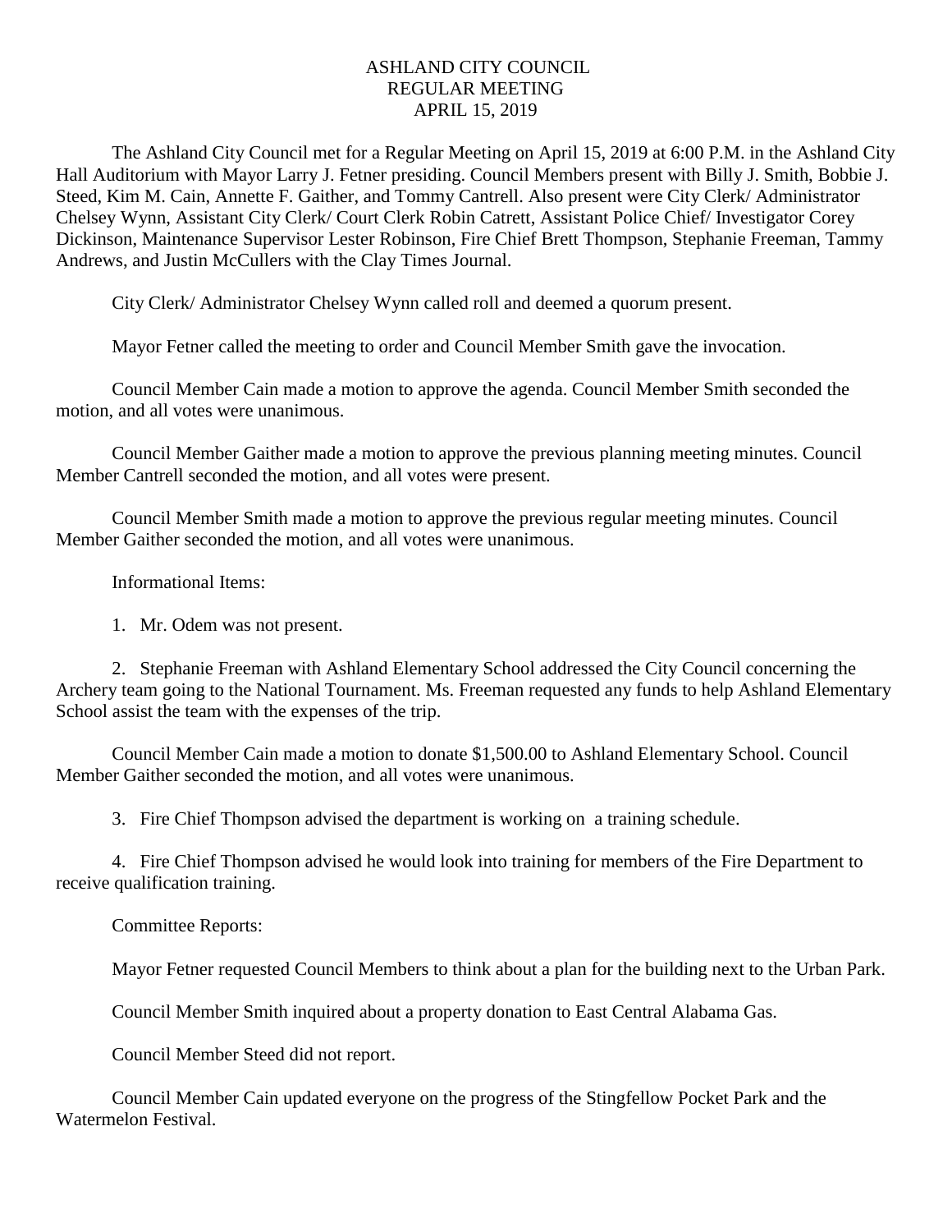# ASHLAND CITY COUNCIL
## REGULAR MEETING
## APRIL 15, 2019

The Ashland City Council met for a Regular Meeting on April 15, 2019 at 6:00 P.M. in the Ashland City Hall Auditorium with Mayor Larry J. Fetner presiding. Council Members present with Billy J. Smith, Bobbie J. Steed, Kim M. Cain, Annette F. Gaither, and Tommy Cantrell. Also present were City Clerk/ Administrator Chelsey Wynn, Assistant City Clerk/ Court Clerk Robin Catrett, Assistant Police Chief/ Investigator Corey Dickinson, Maintenance Supervisor Lester Robinson, Fire Chief Brett Thompson, Stephanie Freeman, Tammy Andrews, and Justin McCullers with the Clay Times Journal.

City Clerk/ Administrator Chelsey Wynn called roll and deemed a quorum present.

Mayor Fetner called the meeting to order and Council Member Smith gave the invocation.

Council Member Cain made a motion to approve the agenda. Council Member Smith seconded the motion, and all votes were unanimous.

Council Member Gaither made a motion to approve the previous planning meeting minutes. Council Member Cantrell seconded the motion, and all votes were present.

Council Member Smith made a motion to approve the previous regular meeting minutes. Council Member Gaither seconded the motion, and all votes were unanimous.

Informational Items:

1. Mr. Odem was not present.

2. Stephanie Freeman with Ashland Elementary School addressed the City Council concerning the Archery team going to the National Tournament. Ms. Freeman requested any funds to help Ashland Elementary School assist the team with the expenses of the trip.

Council Member Cain made a motion to donate $1,500.00 to Ashland Elementary School. Council Member Gaither seconded the motion, and all votes were unanimous.

3. Fire Chief Thompson advised the department is working on a training schedule.

4. Fire Chief Thompson advised he would look into training for members of the Fire Department to receive qualification training.

Committee Reports:

Mayor Fetner requested Council Members to think about a plan for the building next to the Urban Park.

Council Member Smith inquired about a property donation to East Central Alabama Gas.

Council Member Steed did not report.

Council Member Cain updated everyone on the progress of the Stingfellow Pocket Park and the Watermelon Festival.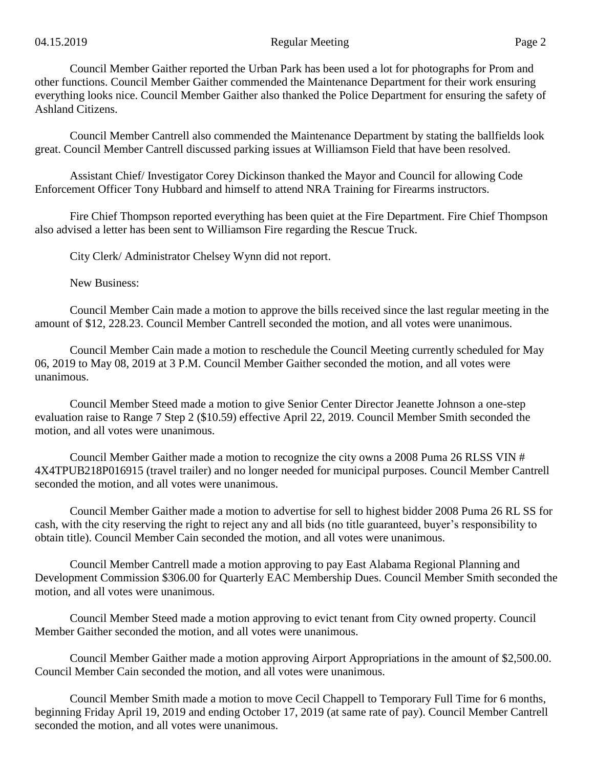Council Member Gaither reported the Urban Park has been used a lot for photographs for Prom and other functions. Council Member Gaither commended the Maintenance Department for their work ensuring everything looks nice. Council Member Gaither also thanked the Police Department for ensuring the safety of Ashland Citizens.

Council Member Cantrell also commended the Maintenance Department by stating the ballfields look great. Council Member Cantrell discussed parking issues at Williamson Field that have been resolved.

Assistant Chief/ Investigator Corey Dickinson thanked the Mayor and Council for allowing Code Enforcement Officer Tony Hubbard and himself to attend NRA Training for Firearms instructors.

Fire Chief Thompson reported everything has been quiet at the Fire Department. Fire Chief Thompson also advised a letter has been sent to Williamson Fire regarding the Rescue Truck.

City Clerk/ Administrator Chelsey Wynn did not report.

New Business:

Council Member Cain made a motion to approve the bills received since the last regular meeting in the amount of $12, 228.23. Council Member Cantrell seconded the motion, and all votes were unanimous.

Council Member Cain made a motion to reschedule the Council Meeting currently scheduled for May 06, 2019 to May 08, 2019 at 3 P.M. Council Member Gaither seconded the motion, and all votes were unanimous.

Council Member Steed made a motion to give Senior Center Director Jeanette Johnson a one-step evaluation raise to Range 7 Step 2 ($10.59) effective April 22, 2019. Council Member Smith seconded the motion, and all votes were unanimous.

Council Member Gaither made a motion to recognize the city owns a 2008 Puma 26 RLSS VIN # 4X4TPUB218P016915 (travel trailer) and no longer needed for municipal purposes. Council Member Cantrell seconded the motion, and all votes were unanimous.

Council Member Gaither made a motion to advertise for sell to highest bidder 2008 Puma 26 RL SS for cash, with the city reserving the right to reject any and all bids (no title guaranteed, buyer's responsibility to obtain title). Council Member Cain seconded the motion, and all votes were unanimous.

Council Member Cantrell made a motion approving to pay East Alabama Regional Planning and Development Commission $306.00 for Quarterly EAC Membership Dues. Council Member Smith seconded the motion, and all votes were unanimous.

Council Member Steed made a motion approving to evict tenant from City owned property. Council Member Gaither seconded the motion, and all votes were unanimous.

Council Member Gaither made a motion approving Airport Appropriations in the amount of $2,500.00. Council Member Cain seconded the motion, and all votes were unanimous.

Council Member Smith made a motion to move Cecil Chappell to Temporary Full Time for 6 months, beginning Friday April 19, 2019 and ending October 17, 2019 (at same rate of pay). Council Member Cantrell seconded the motion, and all votes were unanimous.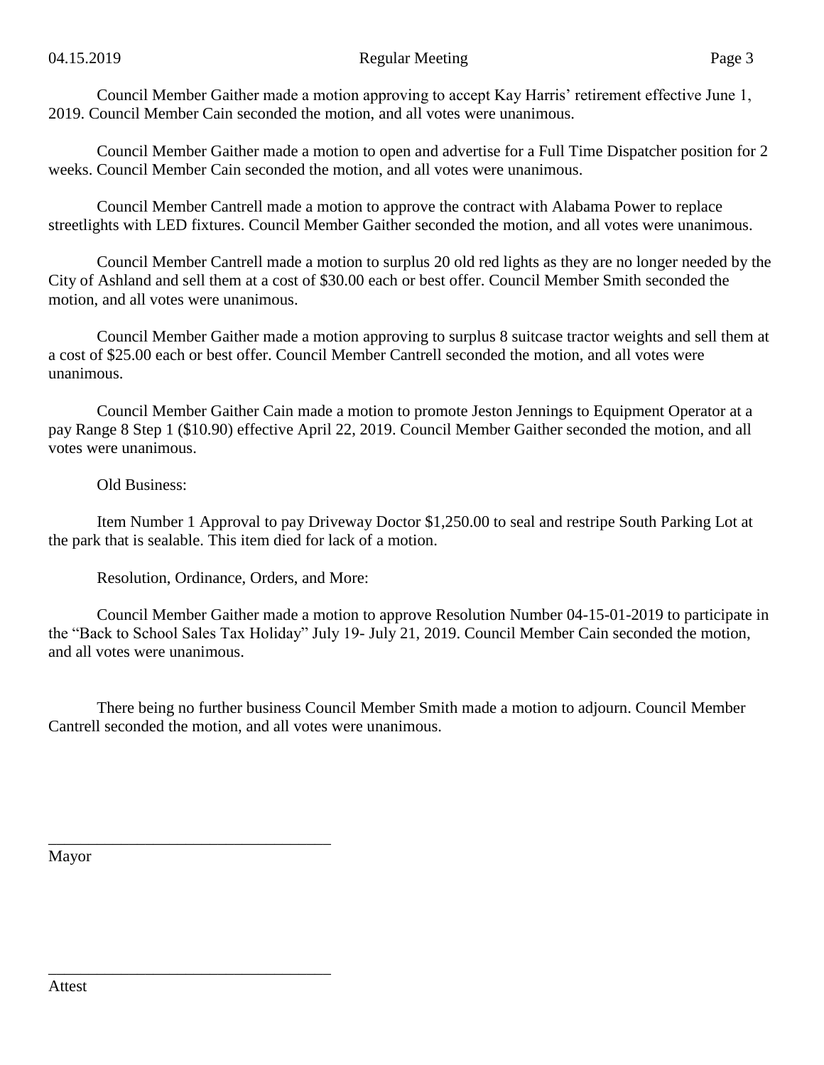Council Member Gaither made a motion approving to accept Kay Harris' retirement effective June 1, 2019. Council Member Cain seconded the motion, and all votes were unanimous.

Council Member Gaither made a motion to open and advertise for a Full Time Dispatcher position for 2 weeks. Council Member Cain seconded the motion, and all votes were unanimous.

Council Member Cantrell made a motion to approve the contract with Alabama Power to replace streetlights with LED fixtures. Council Member Gaither seconded the motion, and all votes were unanimous.

Council Member Cantrell made a motion to surplus 20 old red lights as they are no longer needed by the City of Ashland and sell them at a cost of $30.00 each or best offer. Council Member Smith seconded the motion, and all votes were unanimous.

Council Member Gaither made a motion approving to surplus 8 suitcase tractor weights and sell them at a cost of $25.00 each or best offer. Council Member Cantrell seconded the motion, and all votes were unanimous.

Council Member Gaither Cain made a motion to promote Jeston Jennings to Equipment Operator at a pay Range 8 Step 1 ($10.90) effective April 22, 2019. Council Member Gaither seconded the motion, and all votes were unanimous.

Old Business:

Item Number 1 Approval to pay Driveway Doctor $1,250.00 to seal and restripe South Parking Lot at the park that is sealable. This item died for lack of a motion.

Resolution, Ordinance, Orders, and More:

Council Member Gaither made a motion to approve Resolution Number 04-15-01-2019 to participate in the "Back to School Sales Tax Holiday" July 19- July 21, 2019. Council Member Cain seconded the motion, and all votes were unanimous.

There being no further business Council Member Smith made a motion to adjourn. Council Member Cantrell seconded the motion, and all votes were unanimous.

___________________________________
Mayor

___________________________________
Attest